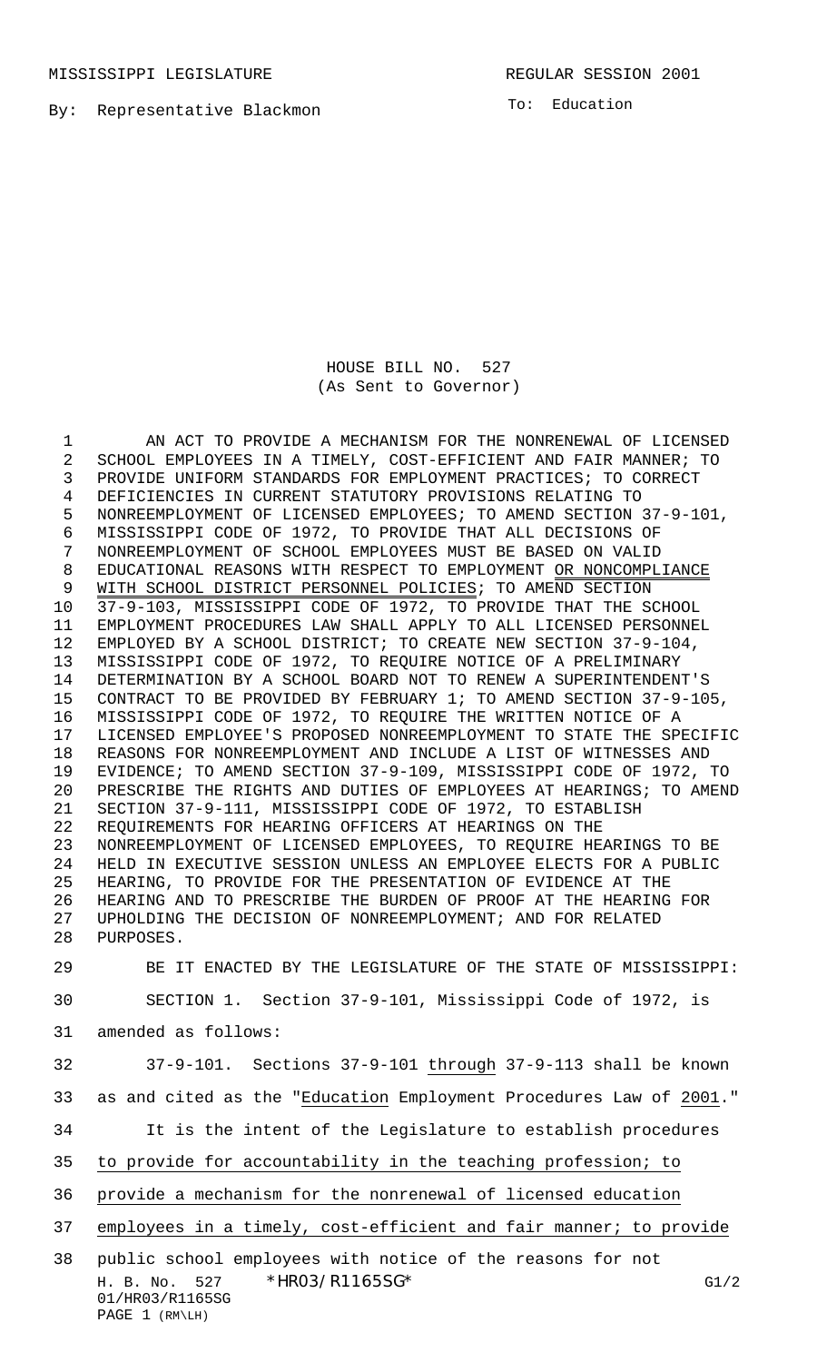MISSISSIPPI LEGISLATURE REGULAR SESSION 2001

By: Representative Blackmon

To: Education

# HOUSE BILL NO. 527
## (As Sent to Governor)

AN ACT TO PROVIDE A MECHANISM FOR THE NONRENEWAL OF LICENSED SCHOOL EMPLOYEES IN A TIMELY, COST-EFFICIENT AND FAIR MANNER; TO PROVIDE UNIFORM STANDARDS FOR EMPLOYMENT PRACTICES; TO CORRECT DEFICIENCIES IN CURRENT STATUTORY PROVISIONS RELATING TO NONREEMPLOYMENT OF LICENSED EMPLOYEES; TO AMEND SECTION 37-9-101, MISSISSIPPI CODE OF 1972, TO PROVIDE THAT ALL DECISIONS OF NONREEMPLOYMENT OF SCHOOL EMPLOYEES MUST BE BASED ON VALID EDUCATIONAL REASONS WITH RESPECT TO EMPLOYMENT OR NONCOMPLIANCE WITH SCHOOL DISTRICT PERSONNEL POLICIES; TO AMEND SECTION 37-9-103, MISSISSIPPI CODE OF 1972, TO PROVIDE THAT THE SCHOOL EMPLOYMENT PROCEDURES LAW SHALL APPLY TO ALL LICENSED PERSONNEL EMPLOYED BY A SCHOOL DISTRICT; TO CREATE NEW SECTION 37-9-104, MISSISSIPPI CODE OF 1972, TO REQUIRE NOTICE OF A PRELIMINARY DETERMINATION BY A SCHOOL BOARD NOT TO RENEW A SUPERINTENDENT'S CONTRACT TO BE PROVIDED BY FEBRUARY 1; TO AMEND SECTION 37-9-105, MISSISSIPPI CODE OF 1972, TO REQUIRE THE WRITTEN NOTICE OF A LICENSED EMPLOYEE'S PROPOSED NONREEMPLOYMENT TO STATE THE SPECIFIC REASONS FOR NONREEMPLOYMENT AND INCLUDE A LIST OF WITNESSES AND EVIDENCE; TO AMEND SECTION 37-9-109, MISSISSIPPI CODE OF 1972, TO PRESCRIBE THE RIGHTS AND DUTIES OF EMPLOYEES AT HEARINGS; TO AMEND SECTION 37-9-111, MISSISSIPPI CODE OF 1972, TO ESTABLISH REQUIREMENTS FOR HEARING OFFICERS AT HEARINGS ON THE NONREEMPLOYMENT OF LICENSED EMPLOYEES, TO REQUIRE HEARINGS TO BE HELD IN EXECUTIVE SESSION UNLESS AN EMPLOYEE ELECTS FOR A PUBLIC HEARING, TO PROVIDE FOR THE PRESENTATION OF EVIDENCE AT THE HEARING AND TO PRESCRIBE THE BURDEN OF PROOF AT THE HEARING FOR UPHOLDING THE DECISION OF NONREEMPLOYMENT; AND FOR RELATED PURPOSES.

BE IT ENACTED BY THE LEGISLATURE OF THE STATE OF MISSISSIPPI:

SECTION 1. Section 37-9-101, Mississippi Code of 1972, is amended as follows:

37-9-101. Sections 37-9-101 through 37-9-113 shall be known as and cited as the "Education Employment Procedures Law of 2001."

It is the intent of the Legislature to establish procedures to provide for accountability in the teaching profession; to provide a mechanism for the nonrenewal of licensed education employees in a timely, cost-efficient and fair manner; to provide public school employees with notice of the reasons for not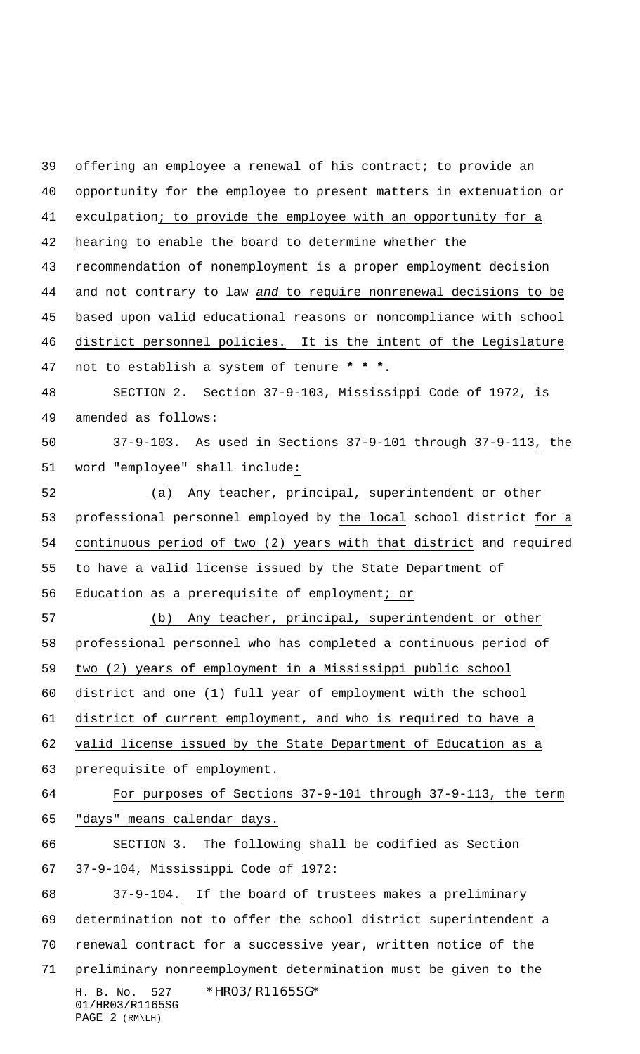offering an employee a renewal of his contract; to provide an opportunity for the employee to present matters in extenuation or exculpation; to provide the employee with an opportunity for a hearing to enable the board to determine whether the recommendation of nonemployment is a proper employment decision and not contrary to law *and* to require nonrenewal decisions to be based upon valid educational reasons or noncompliance with school district personnel policies. It is the intent of the Legislature not to establish a system of tenure * * *.

SECTION 2. Section 37-9-103, Mississippi Code of 1972, is amended as follows:

37-9-103. As used in Sections 37-9-101 through 37-9-113, the word "employee" shall include:

(a) Any teacher, principal, superintendent or other professional personnel employed by the local school district for a continuous period of two (2) years with that district and required to have a valid license issued by the State Department of Education as a prerequisite of employment; or

(b) Any teacher, principal, superintendent or other professional personnel who has completed a continuous period of two (2) years of employment in a Mississippi public school district and one (1) full year of employment with the school district of current employment, and who is required to have a valid license issued by the State Department of Education as a prerequisite of employment.

For purposes of Sections 37-9-101 through 37-9-113, the term "days" means calendar days.

SECTION 3. The following shall be codified as Section 37-9-104, Mississippi Code of 1972:

37-9-104. If the board of trustees makes a preliminary determination not to offer the school district superintendent a renewal contract for a successive year, written notice of the preliminary nonreemployment determination must be given to the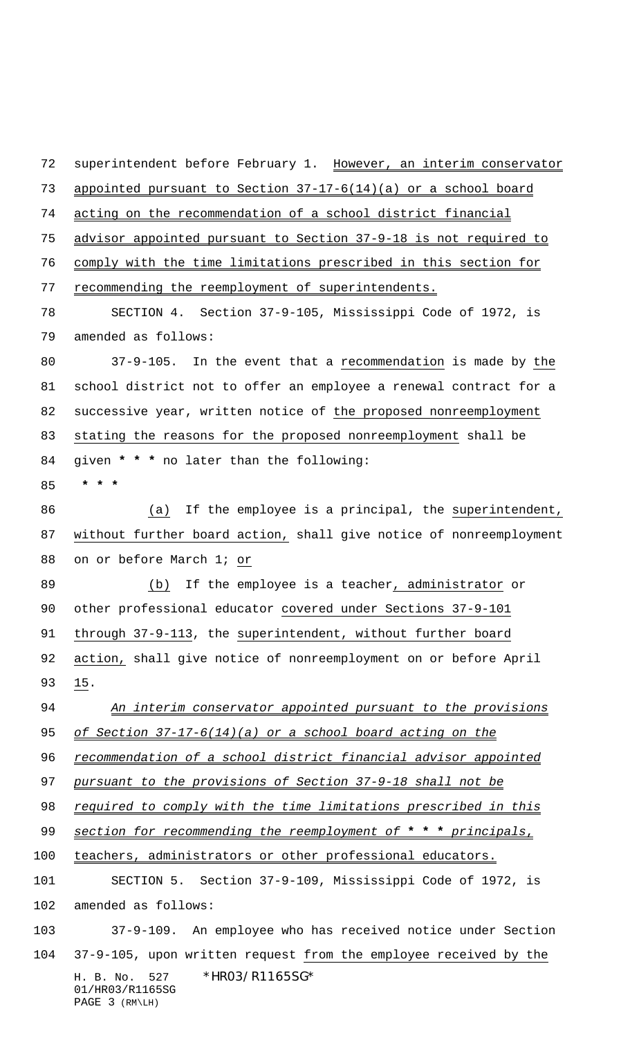superintendent before February 1. However, an interim conservator appointed pursuant to Section 37-17-6(14)(a) or a school board acting on the recommendation of a school district financial advisor appointed pursuant to Section 37-9-18 is not required to comply with the time limitations prescribed in this section for recommending the reemployment of superintendents.

SECTION 4. Section 37-9-105, Mississippi Code of 1972, is amended as follows:

37-9-105. In the event that a recommendation is made by the school district not to offer an employee a renewal contract for a successive year, written notice of the proposed nonreemployment stating the reasons for the proposed nonreemployment shall be given * * * no later than the following:

* * *

(a) If the employee is a principal, the superintendent, without further board action, shall give notice of nonreemployment on or before March 1; or

(b) If the employee is a teacher, administrator or other professional educator covered under Sections 37-9-101 through 37-9-113, the superintendent, without further board action, shall give notice of nonreemployment on or before April 15.

*An interim conservator appointed pursuant to the provisions of Section 37-17-6(14)(a) or a school board acting on the recommendation of a school district financial advisor appointed pursuant to the provisions of Section 37-9-18 shall not be required to comply with the time limitations prescribed in this section for recommending the reemployment of* * * * *principals,* teachers, administrators or other professional educators.

SECTION 5. Section 37-9-109, Mississippi Code of 1972, is amended as follows:

37-9-109. An employee who has received notice under Section 37-9-105, upon written request from the employee received by the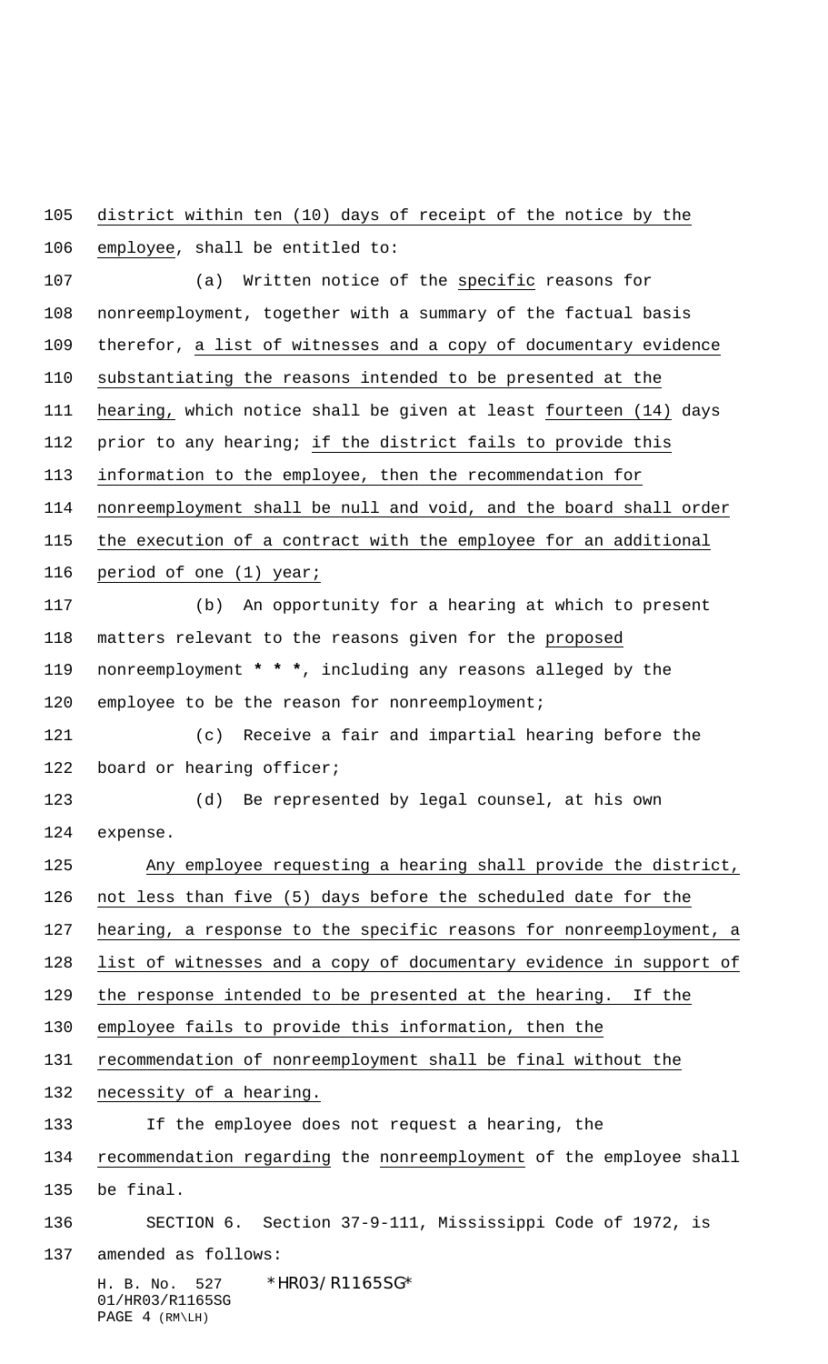district within ten (10) days of receipt of the notice by the employee, shall be entitled to:

(a) Written notice of the specific reasons for nonreemployment, together with a summary of the factual basis therefor, a list of witnesses and a copy of documentary evidence substantiating the reasons intended to be presented at the hearing, which notice shall be given at least fourteen (14) days prior to any hearing; if the district fails to provide this information to the employee, then the recommendation for nonreemployment shall be null and void, and the board shall order the execution of a contract with the employee for an additional period of one (1) year;

(b) An opportunity for a hearing at which to present matters relevant to the reasons given for the proposed nonreemployment * * *, including any reasons alleged by the employee to be the reason for nonreemployment;

(c) Receive a fair and impartial hearing before the board or hearing officer;

(d) Be represented by legal counsel, at his own expense.

Any employee requesting a hearing shall provide the district, not less than five (5) days before the scheduled date for the hearing, a response to the specific reasons for nonreemployment, a list of witnesses and a copy of documentary evidence in support of the response intended to be presented at the hearing. If the employee fails to provide this information, then the recommendation of nonreemployment shall be final without the necessity of a hearing.

If the employee does not request a hearing, the recommendation regarding the nonreemployment of the employee shall be final.

SECTION 6. Section 37-9-111, Mississippi Code of 1972, is amended as follows: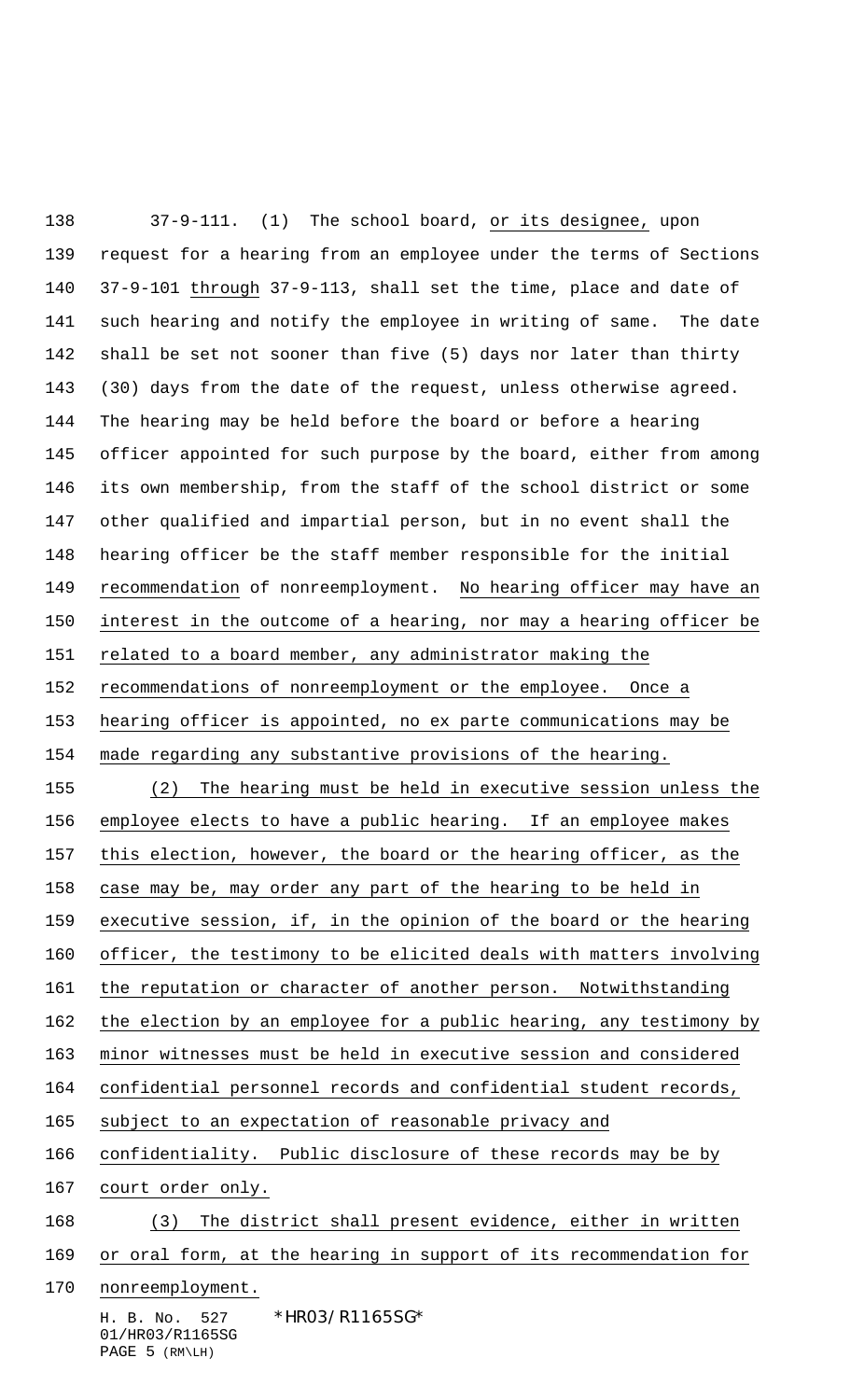37-9-111. (1) The school board, or its designee, upon request for a hearing from an employee under the terms of Sections 37-9-101 through 37-9-113, shall set the time, place and date of such hearing and notify the employee in writing of same. The date shall be set not sooner than five (5) days nor later than thirty (30) days from the date of the request, unless otherwise agreed. The hearing may be held before the board or before a hearing officer appointed for such purpose by the board, either from among its own membership, from the staff of the school district or some other qualified and impartial person, but in no event shall the hearing officer be the staff member responsible for the initial recommendation of nonreemployment. No hearing officer may have an interest in the outcome of a hearing, nor may a hearing officer be related to a board member, any administrator making the recommendations of nonreemployment or the employee. Once a hearing officer is appointed, no ex parte communications may be made regarding any substantive provisions of the hearing.

(2) The hearing must be held in executive session unless the employee elects to have a public hearing. If an employee makes this election, however, the board or the hearing officer, as the case may be, may order any part of the hearing to be held in executive session, if, in the opinion of the board or the hearing officer, the testimony to be elicited deals with matters involving the reputation or character of another person. Notwithstanding the election by an employee for a public hearing, any testimony by minor witnesses must be held in executive session and considered confidential personnel records and confidential student records, subject to an expectation of reasonable privacy and confidentiality. Public disclosure of these records may be by court order only.

(3) The district shall present evidence, either in written or oral form, at the hearing in support of its recommendation for nonreemployment.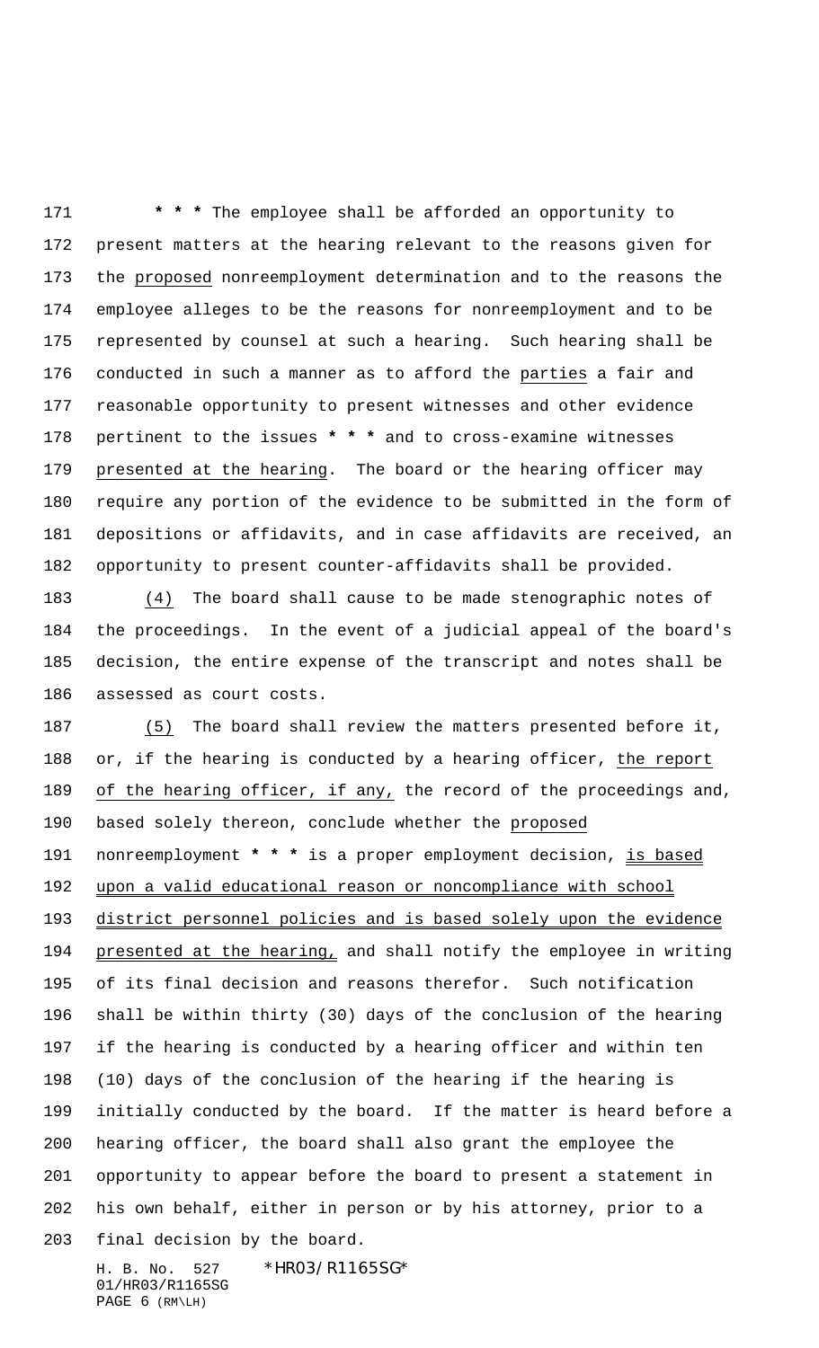**\* \* \*** The employee shall be afforded an opportunity to present matters at the hearing relevant to the reasons given for the <u>proposed</u> nonreemployment determination and to the reasons the employee alleges to be the reasons for nonreemployment and to be represented by counsel at such a hearing. Such hearing shall be conducted in such a manner as to afford the <u>parties</u> a fair and reasonable opportunity to present witnesses and other evidence pertinent to the issues **\* \* \*** and to cross-examine witnesses <u>presented at the hearing</u>. The board or the hearing officer may require any portion of the evidence to be submitted in the form of depositions or affidavits, and in case affidavits are received, an opportunity to present counter-affidavits shall be provided.

<u>(4)</u> The board shall cause to be made stenographic notes of the proceedings. In the event of a judicial appeal of the board's decision, the entire expense of the transcript and notes shall be assessed as court costs.

<u>(5)</u> The board shall review the matters presented before it, or, if the hearing is conducted by a hearing officer, <u>the report of the hearing officer, if any,</u> the record of the proceedings and, based solely thereon, conclude whether the <u>proposed</u> nonreemployment **\* \* \*** is a proper employment decision, <u>is based upon a valid educational reason or noncompliance with school district personnel policies and is based solely upon the evidence presented at the hearing,</u> and shall notify the employee in writing of its final decision and reasons therefor. Such notification shall be within thirty (30) days of the conclusion of the hearing if the hearing is conducted by a hearing officer and within ten (10) days of the conclusion of the hearing if the hearing is initially conducted by the board. If the matter is heard before a hearing officer, the board shall also grant the employee the opportunity to appear before the board to present a statement in his own behalf, either in person or by his attorney, prior to a final decision by the board.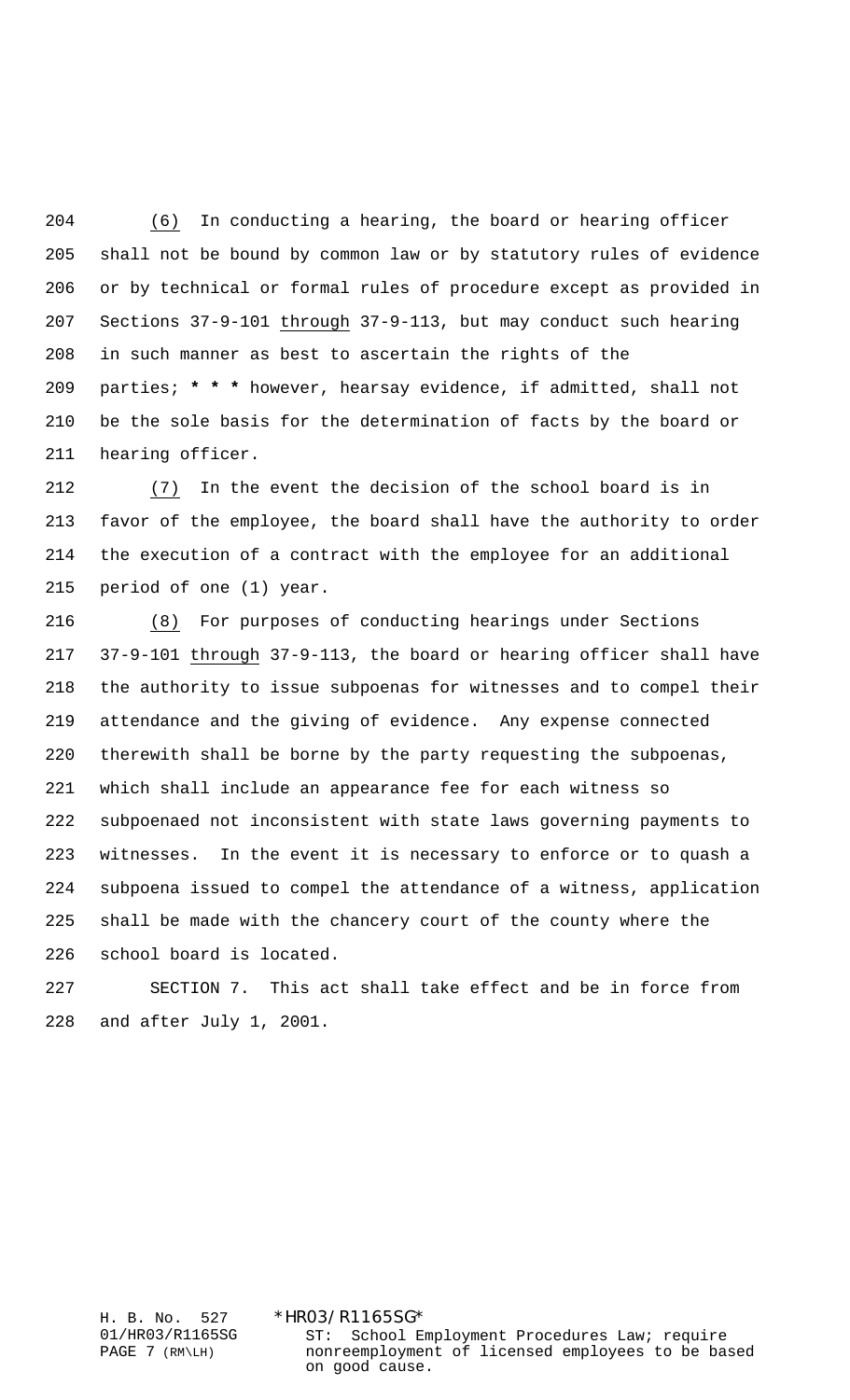(6) In conducting a hearing, the board or hearing officer shall not be bound by common law or by statutory rules of evidence or by technical or formal rules of procedure except as provided in Sections 37-9-101 through 37-9-113, but may conduct such hearing in such manner as best to ascertain the rights of the parties; *** however, hearsay evidence, if admitted, shall not be the sole basis for the determination of facts by the board or hearing officer.

(7) In the event the decision of the school board is in favor of the employee, the board shall have the authority to order the execution of a contract with the employee for an additional period of one (1) year.

(8) For purposes of conducting hearings under Sections 37-9-101 through 37-9-113, the board or hearing officer shall have the authority to issue subpoenas for witnesses and to compel their attendance and the giving of evidence. Any expense connected therewith shall be borne by the party requesting the subpoenas, which shall include an appearance fee for each witness so subpoenaed not inconsistent with state laws governing payments to witnesses. In the event it is necessary to enforce or to quash a subpoena issued to compel the attendance of a witness, application shall be made with the chancery court of the county where the school board is located.

SECTION 7. This act shall take effect and be in force from and after July 1, 2001.